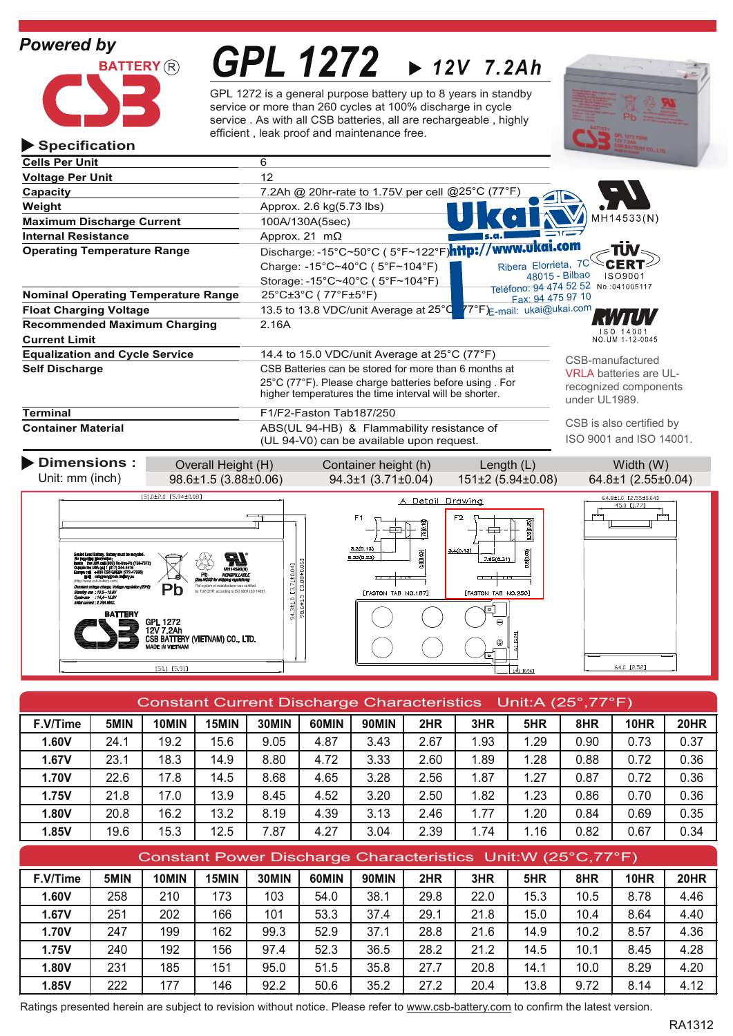**Powered by**

BATTERY®
CSB

# GPL 1272 ▶ 12V 7.2Ah

GPL 1272 is a general purpose battery up to 8 years in standby service or more than 260 cycles at 100% discharge in cycle service . As with all CSB batteries, all are rechargeable , highly efficient , leak proof and maintenance free.

## ▶ Specification

| | |
|---|---|
| **Cells Per Unit** | 6 |
| **Voltage Per Unit** | 12 |
| **Capacity** | 7.2Ah @ 20hr-rate to 1.75V per cell @25°C (77°F) |
| **Weight** | Approx. 2.6 kg(5.73 lbs) |
| **Maximum Discharge Current** | 100A/130A(5sec) |
| **Internal Resistance** | Approx. 21 mΩ |
| **Operating Temperature Range** | Discharge: -15°C~50°C ( 5°F~122°F) <br> Charge: -15°C~40°C ( 5°F~104°F) <br> Storage: -15°C~40°C ( 5°F~104°F) |
| **Nominal Operating Temperature Range** | 25°C±3°C ( 77°F±5°F) |
| **Float Charging Voltage** | 13.5 to 13.8 VDC/unit Average at 25°C (77°F) |
| **Recommended Maximum Charging Current Limit** | 2.16A |
| **Equalization and Cycle Service** | 14.4 to 15.0 VDC/unit Average at 25°C (77°F) |
| **Self Discharge** | CSB Batteries can be stored for more than 6 months at 25°C (77°F). Please charge batteries before using . For higher temperatures the time interval will be shorter. |
| **Terminal** | F1/F2-Faston Tab187/250 |
| **Container Material** | ABS(UL 94-HB) & Flammability resistance of (UL 94-V0) can be available upon request. |

Ukai s.a. http://www.ukai.com
Ribera Elorrieta, 7C
48015 - Bilbao
Teléfono: 94 474 52 52
Fax: 94 475 97 10
E-mail: ukai@ukai.com

MH14533(N)

TÜV CERT ISO9001 No :041005117

RWTÜV ISO 14001 NO.UM 1-12-0045

CSB-manufactured VRLA batteries are UL-recognized components under UL1989.

CSB is also certified by ISO 9001 and ISO 14001.

## ▶ Dimensions :

Unit: mm (inch)

| Overall Height (H) | Container height (h) | Length (L) | Width (W) |
|---|---|---|---|
| 98.6±1.5 (3.88±0.06) | 94.3±1 (3.71±0.04) | 151±2 (5.94±0.08) | 64.8±1 (2.55±0.04) |

A Detail Drawing

F1 [FASTON TAB NO.187] — F2 [FASTON TAB NO.250]

## Constant Current Discharge Characteristics Unit:A (25°,77°F)

| F.V/Time | 5MIN | 10MIN | 15MIN | 30MIN | 60MIN | 90MIN | 2HR | 3HR | 5HR | 8HR | 10HR | 20HR |
|---|---|---|---|---|---|---|---|---|---|---|---|---|
| **1.60V** | 24.1 | 19.2 | 15.6 | 9.05 | 4.87 | 3.43 | 2.67 | 1.93 | 1.29 | 0.90 | 0.73 | 0.37 |
| **1.67V** | 23.1 | 18.3 | 14.9 | 8.80 | 4.72 | 3.33 | 2.60 | 1.89 | 1.28 | 0.88 | 0.72 | 0.36 |
| **1.70V** | 22.6 | 17.8 | 14.5 | 8.68 | 4.65 | 3.28 | 2.56 | 1.87 | 1.27 | 0.87 | 0.72 | 0.36 |
| **1.75V** | 21.8 | 17.0 | 13.9 | 8.45 | 4.52 | 3.20 | 2.50 | 1.82 | 1.23 | 0.86 | 0.70 | 0.36 |
| **1.80V** | 20.8 | 16.2 | 13.2 | 8.19 | 4.39 | 3.13 | 2.46 | 1.77 | 1.20 | 0.84 | 0.69 | 0.35 |
| **1.85V** | 19.6 | 15.3 | 12.5 | 7.87 | 4.27 | 3.04 | 2.39 | 1.74 | 1.16 | 0.82 | 0.67 | 0.34 |

## Constant Power Discharge Characteristics Unit:W (25°C,77°F)

| F.V/Time | 5MIN | 10MIN | 15MIN | 30MIN | 60MIN | 90MIN | 2HR | 3HR | 5HR | 8HR | 10HR | 20HR |
|---|---|---|---|---|---|---|---|---|---|---|---|---|
| **1.60V** | 258 | 210 | 173 | 103 | 54.0 | 38.1 | 29.8 | 22.0 | 15.3 | 10.5 | 8.78 | 4.46 |
| **1.67V** | 251 | 202 | 166 | 101 | 53.3 | 37.4 | 29.1 | 21.8 | 15.0 | 10.4 | 8.64 | 4.40 |
| **1.70V** | 247 | 199 | 162 | 99.3 | 52.9 | 37.1 | 28.8 | 21.6 | 14.9 | 10.2 | 8.57 | 4.36 |
| **1.75V** | 240 | 192 | 156 | 97.4 | 52.3 | 36.5 | 28.2 | 21.2 | 14.5 | 10.1 | 8.45 | 4.28 |
| **1.80V** | 231 | 185 | 151 | 95.0 | 51.5 | 35.8 | 27.7 | 20.8 | 14.1 | 10.0 | 8.29 | 4.20 |
| **1.85V** | 222 | 177 | 146 | 92.2 | 50.6 | 35.2 | 27.2 | 20.4 | 13.8 | 9.72 | 8.14 | 4.12 |

Ratings presented herein are subject to revision without notice. Please refer to www.csb-battery.com to confirm the latest version.

RA1312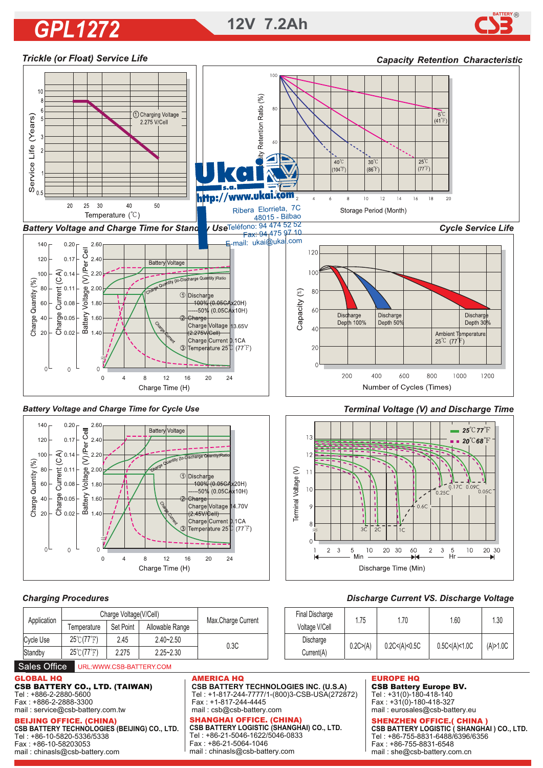# GPL1272

## 12V 7.2Ah

### Trickle (or Float) Service Life

Service Life (Years)

10
8
6
5
3
2
1
0.5

20 25 30 40 50

Temperature (℃)

① Charging Voltage 2.275 V/Cell

### Capacity Retention Characteristic

Capacity Retention Ratio (%)

100
80
60

5℃ (41℉)
40℃ (104℉)
30℃ (86℉)
25℃ (77℉)

2 4 6 8 10 12 14 16 18 20

Storage Period (Month)

Ukai s.a.
http://www.ukai.com
Ribera Elorrieta, 7C
48015 - Bilbao
Teléfono: 94 474 52 52
Fax: 94 475 97 10
E-mail: ukai@ukai.com

### Battery Voltage and Charge Time for Standby Use

Charge Quantity (%) 140 120 100 80 60 40 20 0

Charge Current (CA) 0.20 0.17 0.14 0.11 0.08 0.05 0.02 0

Battery Voltage (V)/Per Cell 2.60 2.40 2.20 2.00 1.80 1.60 1.40 0

0 4 8 12 16 20 24

Charge Time (H)

Battery Voltage
Charge Quantity (to-Discharge Quantity )Ratio
Charge Current

① Discharge
100% (0.05CAx20H)
-----50% (0.05CAx10H)
② Charge
Charge Voltage 13.65V (2.275V/Cell)
Charge Current 0.1CA
③ Temperature 25℃ (77℉)

### Cycle Service Life

Capacity (%)

120
100
80
60
40
20
0

200 400 600 800 1000 1200

Number of Cycles (Times)

Discharge Depth 100%
Discharge Depth 50%
Discharge Depth 30%
Ambient Temperature 25℃ (77℉)

### Battery Voltage and Charge Time for Cycle Use

Charge Quantity (%) 140 120 100 80 60 40 20 0

Charge Current (CA) 0.20 0.17 0.14 0.11 0.08 0.05 0.02 0

Battery Voltage (V)/Per Cell 2.60 2.40 2.20 2.00 1.80 1.60 1.40 0

0 4 8 12 16 20 24

Charge Time (H)

Battery Voltage
Charge Quantity (to-Discharge Quantity)Ratio
Charge Current

① Discharge
100% (0.05CAx20H)
-----50% (0.05CAx10H)
② Charge
Charge Voltage 14.70V (2.45V/Cell)
Charge Current 0.1CA
③ Temperature 25℃ (77℉)

### Terminal Voltage (V) and Discharge Time

Terminal Voltage (V)

13
12
11
10
9
8
0

25℃ 77℉
20℃ 68℉

3C 2C 1C 0.6C 0.25C 0.17C 0.09C 0.05C

1 2 3 5 10 20 30 60 2 3 5 10 20 30

Min Hr

Discharge Time (Min)

### Charging Procedures

| Application | Charge Voltage(V/Cell) | | | Max.Charge Current |
|---|---|---|---|---|
| | Temperature | Set Point | Allowable Range | |
| Cycle Use | 25℃(77℉) | 2.45 | 2.40~2.50 | 0.3C |
| Standby | 25℃(77℉) | 2.275 | 2.25~2.30 | |

### Discharge Current VS. Discharge Voltage

| Final Discharge Voltage V/Cell | 1.75 | 1.70 | 1.60 | 1.30 |
|---|---|---|---|---|
| Discharge Current(A) | 0.2C>(A) | 0.2C<(A)<0.5C | 0.5C<(A)<1.0C | (A)>1.0C |

**Sales Office** URL:WWW.CSB-BATTERY.COM

**GLOBAL HQ**
**CSB BATTERY CO., LTD. (TAIWAN)**
Tel : +886-2-2880-5600
Fax : +886-2-2888-3300
mail : service@csb-battery.com.tw

**AMERICA HQ**
**CSB BATTERY TECHNOLOGIES INC. (U.S.A)**
Tel : +1-817-244-7777/1-(800)3-CSB-USA(272872)
Fax : +1-817-244-4445
mail : csb@csb-battery.com

**EUROPE HQ**
**CSB Battery Europe BV.**
Tel : +31(0)-180-418-140
Fax : +31(0)-180-418-327
mail : eurosales@csb-battery.eu

**BEIJING OFFICE. (CHINA)**
**CSB BATTERY TECHNOLOGIES (BEIJING) CO., LTD.**
Tel : +86-10-5820-5336/5338
Fax : +86-10-58203053
mail : chinasls@csb-battery.com

**SHANGHAI OFFICE. (CHINA)**
**CSB BATTERY LOGISTIC (SHANGHAI) CO., LTD.**
Tel : +86-21-5046-1622/5046-0833
Fax : +86-21-5064-1046
mail : chinasls@csb-battery.com

**SHENZHEN OFFICE.( CHINA )**
**CSB BATTERY LOGISTIC ( SHANGHAI ) CO., LTD.**
Tel : +86-755-8831-6488/6396/6356
Fax : +86-755-8831-6548
mail : she@csb-battery.com.cn